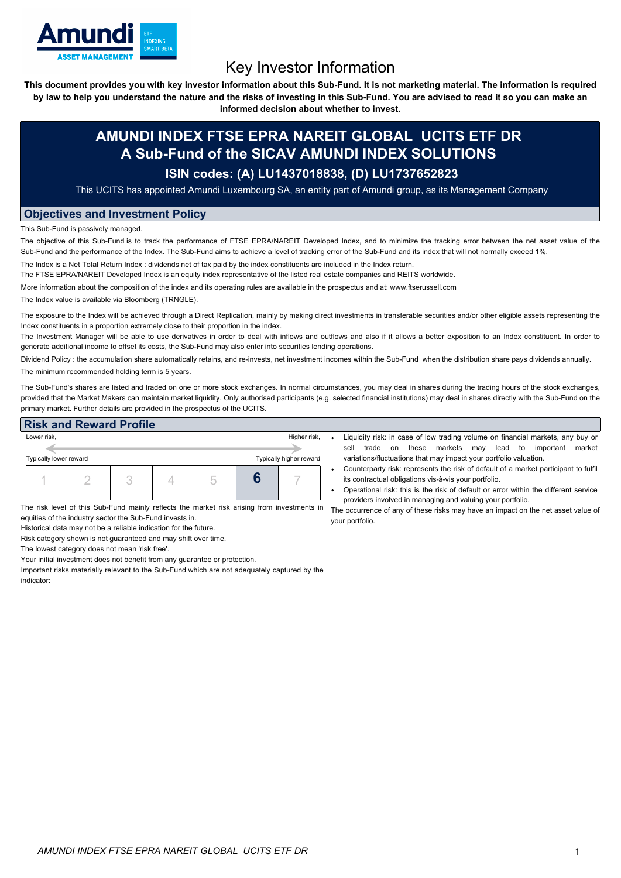# Key Investor Information

**This document provides you with key investor information about this Sub-Fund. It is not marketing material. The information is required by law to help you understand the nature and the risks of investing in this Sub-Fund. You are advised to read it so you can make an informed decision about whether to invest.**

# AMUNDI INDEX FTSE EPRA NAREIT GLOBAL UCITS ETF DR
## A Sub-Fund of the SICAV AMUNDI INDEX SOLUTIONS
### ISIN codes: (A) LU1437018838, (D) LU1737652823

This UCITS has appointed Amundi Luxembourg SA, an entity part of Amundi group, as its Management Company

## Objectives and Investment Policy

This Sub-Fund is passively managed.

The objective of this Sub-Fund is to track the performance of FTSE EPRA/NAREIT Developed Index, and to minimize the tracking error between the net asset value of the Sub-Fund and the performance of the Index. The Sub-Fund aims to achieve a level of tracking error of the Sub-Fund and its index that will not normally exceed 1%.

The Index is a Net Total Return Index : dividends net of tax paid by the index constituents are included in the Index return.

The FTSE EPRA/NAREIT Developed Index is an equity index representative of the listed real estate companies and REITS worldwide.

More information about the composition of the index and its operating rules are available in the prospectus and at: www.ftserussell.com

The Index value is available via Bloomberg (TRNGLE).

The exposure to the Index will be achieved through a Direct Replication, mainly by making direct investments in transferable securities and/or other eligible assets representing the Index constituents in a proportion extremely close to their proportion in the index.

The Investment Manager will be able to use derivatives in order to deal with inflows and outflows and also if it allows a better exposition to an Index constituent. In order to generate additional income to offset its costs, the Sub-Fund may also enter into securities lending operations.

Dividend Policy : the accumulation share automatically retains, and re-invests, net investment incomes within the Sub-Fund when the distribution share pays dividends annually.

The minimum recommended holding term is 5 years.

The Sub-Fund's shares are listed and traded on one or more stock exchanges. In normal circumstances, you may deal in shares during the trading hours of the stock exchanges, provided that the Market Makers can maintain market liquidity. Only authorised participants (e.g. selected financial institutions) may deal in shares directly with the Sub-Fund on the primary market. Further details are provided in the prospectus of the UCITS.

## Risk and Reward Profile

Lower risk, — Higher risk,

Typically lower reward — Typically higher reward

| 1 | 2 | 3 | 4 | 5 | **6** | 7 |
|---|---|---|---|---|---|---|

The risk level of this Sub-Fund mainly reflects the market risk arising from investments in equities of the industry sector the Sub-Fund invests in.

Historical data may not be a reliable indication for the future.

Risk category shown is not guaranteed and may shift over time.

The lowest category does not mean 'risk free'.

Your initial investment does not benefit from any guarantee or protection.

Important risks materially relevant to the Sub-Fund which are not adequately captured by the indicator:

- Liquidity risk: in case of low trading volume on financial markets, any buy or sell trade on these markets may lead to important market variations/fluctuations that may impact your portfolio valuation.
- Counterparty risk: represents the risk of default of a market participant to fulfil its contractual obligations vis-à-vis your portfolio.
- Operational risk: this is the risk of default or error within the different service providers involved in managing and valuing your portfolio.

The occurrence of any of these risks may have an impact on the net asset value of your portfolio.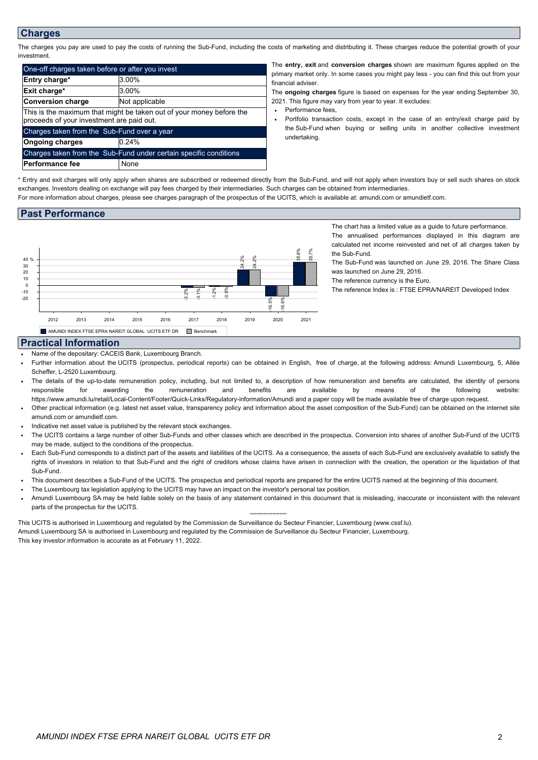## Charges

The charges you pay are used to pay the costs of running the Sub-Fund, including the costs of marketing and distributing it. These charges reduce the potential growth of your investment.

| One-off charges taken before or after you invest | |
|---|---|
| **Entry charge*** | 3.00% |
| **Exit charge*** | 3.00% |
| **Conversion charge** | Not applicable |
| This is the maximum that might be taken out of your money before the proceeds of your investment are paid out. | |
| Charges taken from the Sub-Fund over a year | |
| **Ongoing charges** | 0.24% |
| Charges taken from the Sub-Fund under certain specific conditions | |
| **Performance fee** | None |

The **entry, exit** and **conversion charges** shown are maximum figures applied on the primary market only. In some cases you might pay less - you can find this out from your financial adviser.

The **ongoing charges** figure is based on expenses for the year ending September 30, 2021. This figure may vary from year to year. It excludes:

- Performance fees,
- Portfolio transaction costs, except in the case of an entry/exit charge paid by the Sub-Fund when buying or selling units in another collective investment undertaking.

* Entry and exit charges will only apply when shares are subscribed or redeemed directly from the Sub-Fund, and will not apply when investors buy or sell such shares on stock exchanges. Investors dealing on exchange will pay fees charged by their intermediaries. Such charges can be obtained from intermediaries.

For more information about charges, please see charges paragraph of the prospectus of the UCITS, which is available at: amundi.com or amundietf.com.

## Past Performance

40 %
30
20
10
0
-10
-20

2012 2013 2014 2015 2016 2017 2018 2019 2020 2021

-3.2% -3.1% -1.2% -0.9% 24.2% 24.2% -16.5% -16.6% 35.6% 35.7%

AMUNDI INDEX FTSE EPRA NAREIT GLOBAL UCITS ETF DR    Benchmark

The chart has a limited value as a guide to future performance.

The annualised performances displayed in this diagram are calculated net income reinvested and net of all charges taken by the Sub-Fund.

The Sub-Fund was launched on June 29, 2016. The Share Class was launched on June 29, 2016.

The reference currency is the Euro.

The reference Index is : FTSE EPRA/NAREIT Developed Index

## Practical Information

- Name of the depositary: CACEIS Bank, Luxembourg Branch.
- Further information about the UCITS (prospectus, periodical reports) can be obtained in English, free of charge, at the following address: Amundi Luxembourg, 5, Allée Scheffer, L-2520 Luxembourg.
- The details of the up-to-date remuneration policy, including, but not limited to, a description of how remuneration and benefits are calculated, the identity of persons responsible for awarding the remuneration and benefits are available by means of the following website: https://www.amundi.lu/retail/Local-Content/Footer/Quick-Links/Regulatory-information/Amundi and a paper copy will be made available free of charge upon request.
- Other practical information (e.g. latest net asset value, transparency policy and information about the asset composition of the Sub-Fund) can be obtained on the internet site amundi.com or amundietf.com.
- Indicative net asset value is published by the relevant stock exchanges.
- The UCITS contains a large number of other Sub-Funds and other classes which are described in the prospectus. Conversion into shares of another Sub-Fund of the UCITS may be made, subject to the conditions of the prospectus.
- Each Sub-Fund corresponds to a distinct part of the assets and liabilities of the UCITS. As a consequence, the assets of each Sub-Fund are exclusively available to satisfy the rights of investors in relation to that Sub-Fund and the right of creditors whose claims have arisen in connection with the creation, the operation or the liquidation of that Sub-Fund.
- This document describes a Sub-Fund of the UCITS. The prospectus and periodical reports are prepared for the entire UCITS named at the beginning of this document.
- The Luxembourg tax legislation applying to the UCITS may have an impact on the investor's personal tax position.
- Amundi Luxembourg SA may be held liable solely on the basis of any statement contained in this document that is misleading, inaccurate or inconsistent with the relevant parts of the prospectus for the UCITS.

********************

This UCITS is authorised in Luxembourg and regulated by the Commission de Surveillance du Secteur Financier, Luxembourg (www.cssf.lu).
Amundi Luxembourg SA is authorised in Luxembourg and regulated by the Commission de Surveillance du Secteur Financier, Luxembourg.
This key investor information is accurate as at February 11, 2022.